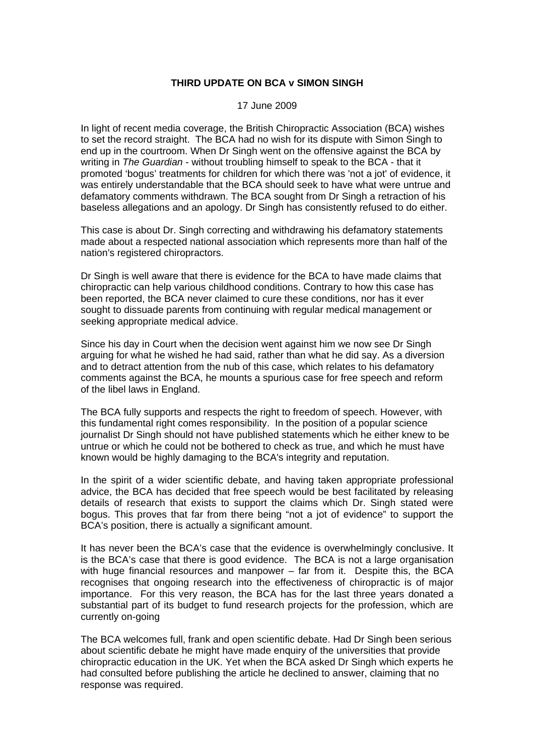# THIRD UPDATE ON BCA v SIMON SINGH

17 June 2009

In light of recent media coverage, the British Chiropractic Association (BCA) wishes to set the record straight. The BCA had no wish for its dispute with Simon Singh to end up in the courtroom. When Dr Singh went on the offensive against the BCA by writing in *The Guardian* - without troubling himself to speak to the BCA - that it promoted 'bogus' treatments for children for which there was 'not a jot' of evidence, it was entirely understandable that the BCA should seek to have what were untrue and defamatory comments withdrawn. The BCA sought from Dr Singh a retraction of his baseless allegations and an apology. Dr Singh has consistently refused to do either.

This case is about Dr. Singh correcting and withdrawing his defamatory statements made about a respected national association which represents more than half of the nation's registered chiropractors.

Dr Singh is well aware that there is evidence for the BCA to have made claims that chiropractic can help various childhood conditions. Contrary to how this case has been reported, the BCA never claimed to cure these conditions, nor has it ever sought to dissuade parents from continuing with regular medical management or seeking appropriate medical advice.

Since his day in Court when the decision went against him we now see Dr Singh arguing for what he wished he had said, rather than what he did say. As a diversion and to detract attention from the nub of this case, which relates to his defamatory comments against the BCA, he mounts a spurious case for free speech and reform of the libel laws in England.

The BCA fully supports and respects the right to freedom of speech. However, with this fundamental right comes responsibility. In the position of a popular science journalist Dr Singh should not have published statements which he either knew to be untrue or which he could not be bothered to check as true, and which he must have known would be highly damaging to the BCA's integrity and reputation.

In the spirit of a wider scientific debate, and having taken appropriate professional advice, the BCA has decided that free speech would be best facilitated by releasing details of research that exists to support the claims which Dr. Singh stated were bogus. This proves that far from there being "not a jot of evidence" to support the BCA's position, there is actually a significant amount.

It has never been the BCA's case that the evidence is overwhelmingly conclusive. It is the BCA's case that there is good evidence. The BCA is not a large organisation with huge financial resources and manpower – far from it. Despite this, the BCA recognises that ongoing research into the effectiveness of chiropractic is of major importance. For this very reason, the BCA has for the last three years donated a substantial part of its budget to fund research projects for the profession, which are currently on-going

The BCA welcomes full, frank and open scientific debate. Had Dr Singh been serious about scientific debate he might have made enquiry of the universities that provide chiropractic education in the UK. Yet when the BCA asked Dr Singh which experts he had consulted before publishing the article he declined to answer, claiming that no response was required.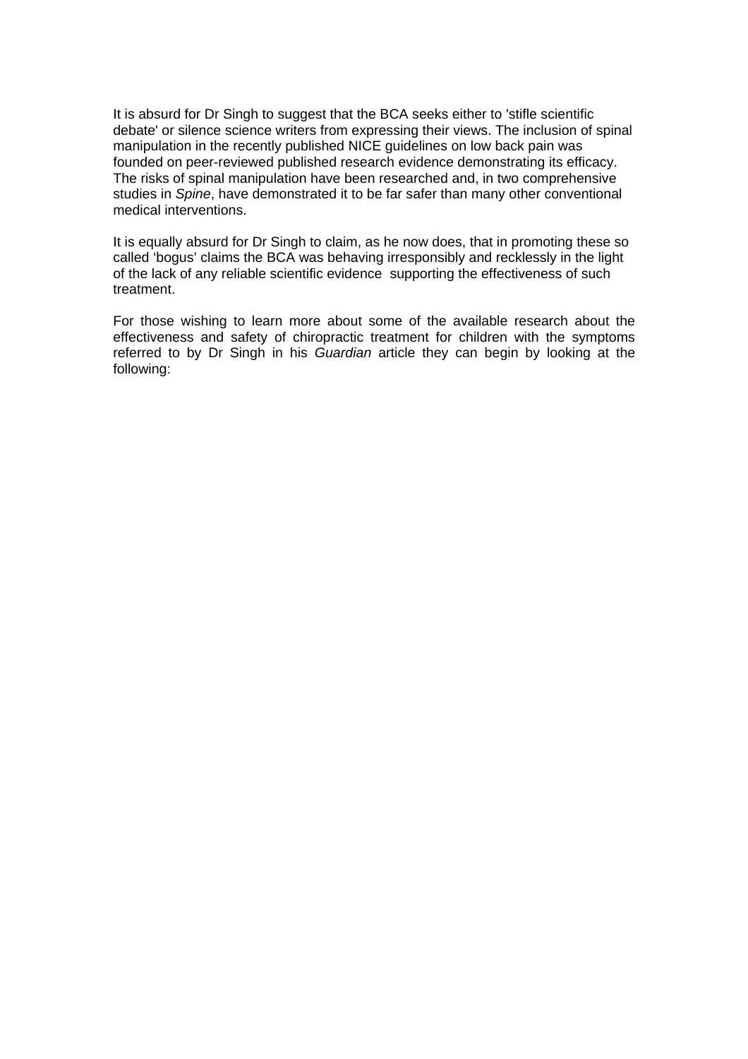It is absurd for Dr Singh to suggest that the BCA seeks either to 'stifle scientific debate' or silence science writers from expressing their views. The inclusion of spinal manipulation in the recently published NICE guidelines on low back pain was founded on peer-reviewed published research evidence demonstrating its efficacy. The risks of spinal manipulation have been researched and, in two comprehensive studies in *Spine*, have demonstrated it to be far safer than many other conventional medical interventions.

It is equally absurd for Dr Singh to claim, as he now does, that in promoting these so called 'bogus' claims the BCA was behaving irresponsibly and recklessly in the light of the lack of any reliable scientific evidence supporting the effectiveness of such treatment.

For those wishing to learn more about some of the available research about the effectiveness and safety of chiropractic treatment for children with the symptoms referred to by Dr Singh in his *Guardian* article they can begin by looking at the following: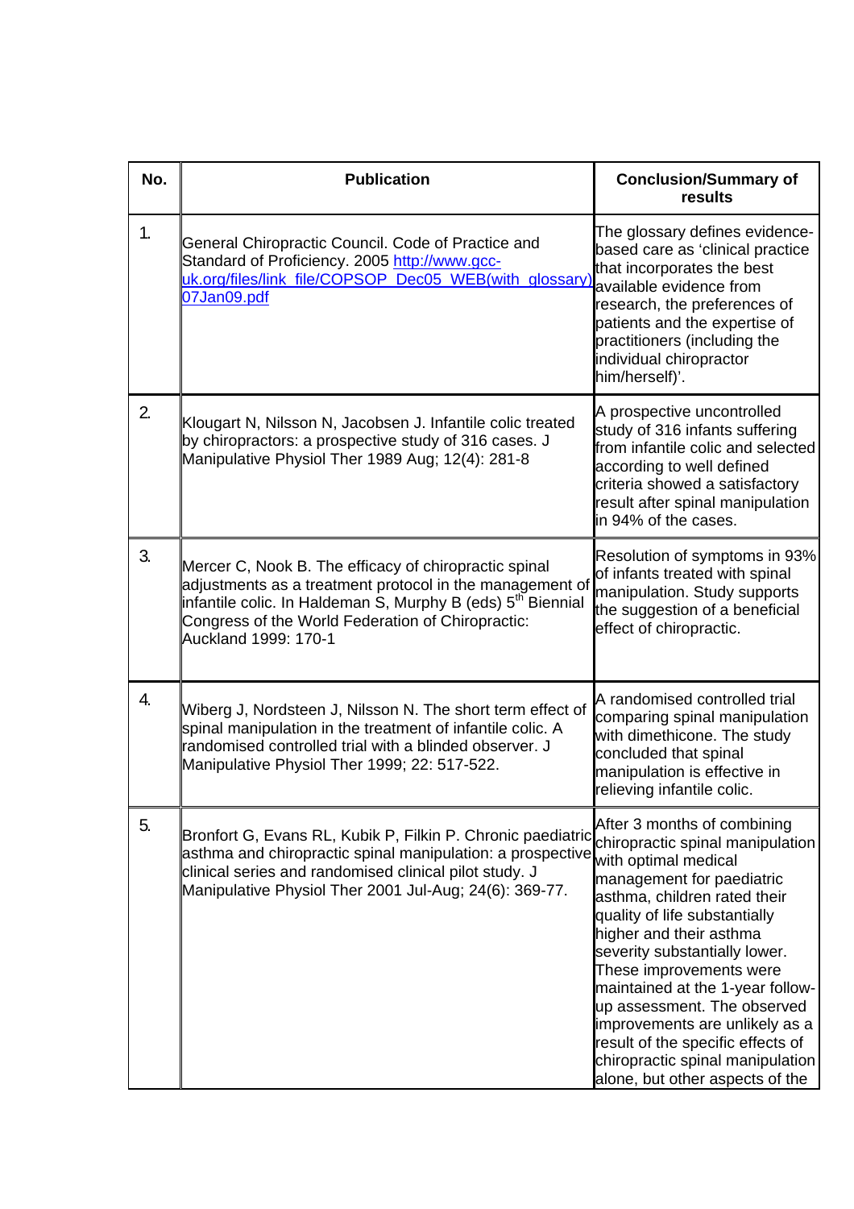| No. | Publication | Conclusion/Summary of results |
|---|---|---|
| 1. | General Chiropractic Council. Code of Practice and Standard of Proficiency. 2005 http://www.gcc-uk.org/files/link_file/COPSOP_Dec05_WEB(with_glossary)07Jan09.pdf | The glossary defines evidence-based care as 'clinical practice that incorporates the best available evidence from research, the preferences of patients and the expertise of practitioners (including the individual chiropractor him/herself)'. |
| 2. | Klougart N, Nilsson N, Jacobsen J. Infantile colic treated by chiropractors: a prospective study of 316 cases. J Manipulative Physiol Ther 1989 Aug; 12(4): 281-8 | A prospective uncontrolled study of 316 infants suffering from infantile colic and selected according to well defined criteria showed a satisfactory result after spinal manipulation in 94% of the cases. |
| 3. | Mercer C, Nook B. The efficacy of chiropractic spinal adjustments as a treatment protocol in the management of infantile colic. In Haldeman S, Murphy B (eds) 5th Biennial Congress of the World Federation of Chiropractic: Auckland 1999: 170-1 | Resolution of symptoms in 93% of infants treated with spinal manipulation. Study supports the suggestion of a beneficial effect of chiropractic. |
| 4. | Wiberg J, Nordsteen J, Nilsson N. The short term effect of spinal manipulation in the treatment of infantile colic. A randomised controlled trial with a blinded observer. J Manipulative Physiol Ther 1999; 22: 517-522. | A randomised controlled trial comparing spinal manipulation with dimethicone. The study concluded that spinal manipulation is effective in relieving infantile colic. |
| 5. | Bronfort G, Evans RL, Kubik P, Filkin P. Chronic paediatric asthma and chiropractic spinal manipulation: a prospective clinical series and randomised clinical pilot study. J Manipulative Physiol Ther 2001 Jul-Aug; 24(6): 369-77. | After 3 months of combining chiropractic spinal manipulation with optimal medical management for paediatric asthma, children rated their quality of life substantially higher and their asthma severity substantially lower. These improvements were maintained at the 1-year follow-up assessment. The observed improvements are unlikely as a result of the specific effects of chiropractic spinal manipulation alone, but other aspects of the |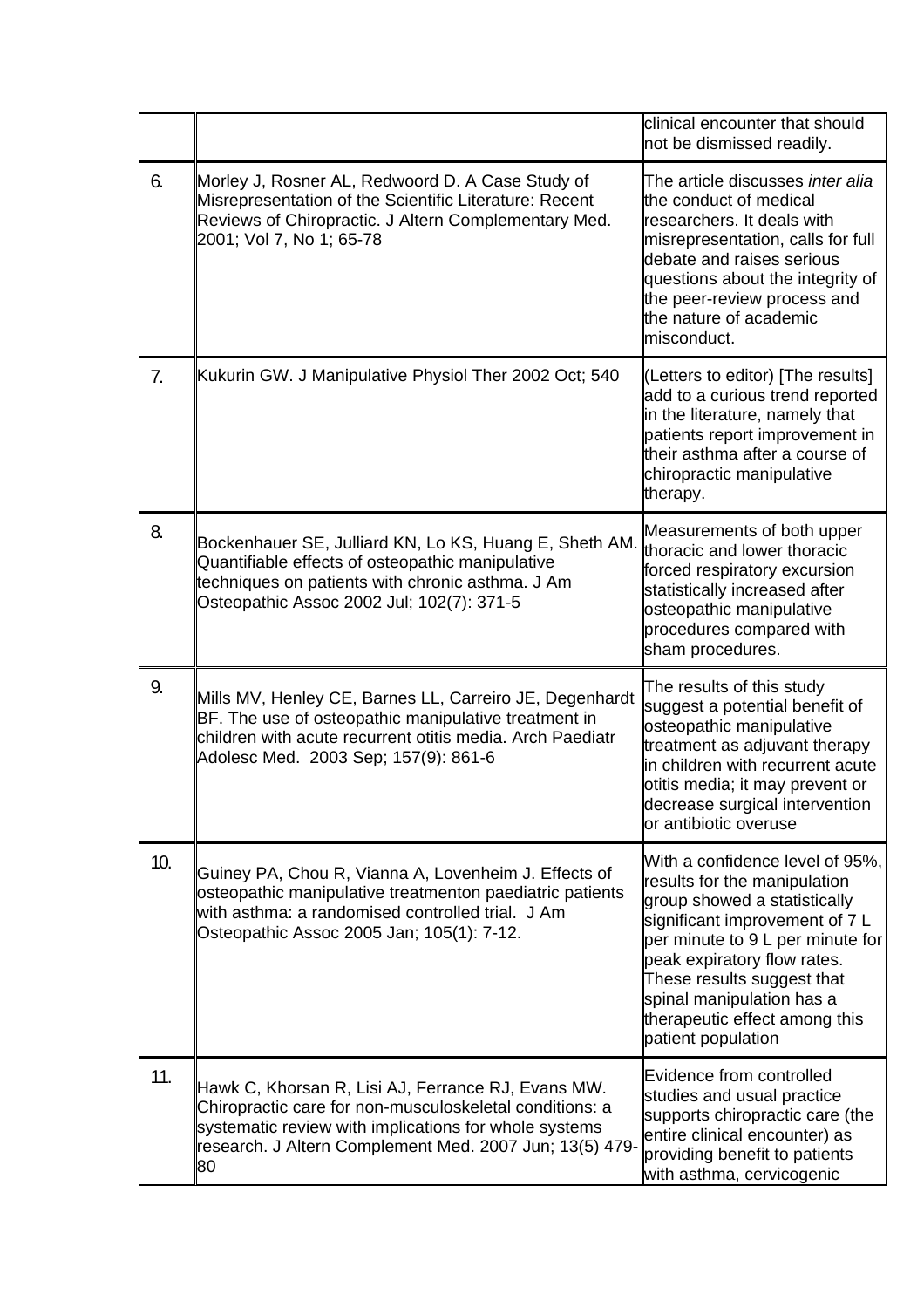| | | |
|---|---|---|
| | | clinical encounter that should not be dismissed readily. |
| 6. | Morley J, Rosner AL, Redwoord D. A Case Study of Misrepresentation of the Scientific Literature: Recent Reviews of Chiropractic. J Altern Complementary Med. 2001; Vol 7, No 1; 65-78 | The article discusses *inter alia* the conduct of medical researchers. It deals with misrepresentation, calls for full debate and raises serious questions about the integrity of the peer-review process and the nature of academic misconduct. |
| 7. | Kukurin GW. J Manipulative Physiol Ther 2002 Oct; 540 | (Letters to editor) [The results] add to a curious trend reported in the literature, namely that patients report improvement in their asthma after a course of chiropractic manipulative therapy. |
| 8. | Bockenhauer SE, Julliard KN, Lo KS, Huang E, Sheth AM. Quantifiable effects of osteopathic manipulative techniques on patients with chronic asthma. J Am Osteopathic Assoc 2002 Jul; 102(7): 371-5 | Measurements of both upper thoracic and lower thoracic forced respiratory excursion statistically increased after osteopathic manipulative procedures compared with sham procedures. |
| 9. | Mills MV, Henley CE, Barnes LL, Carreiro JE, Degenhardt BF. The use of osteopathic manipulative treatment in children with acute recurrent otitis media. Arch Paediatr Adolesc Med. 2003 Sep; 157(9): 861-6 | The results of this study suggest a potential benefit of osteopathic manipulative treatment as adjuvant therapy in children with recurrent acute otitis media; it may prevent or decrease surgical intervention or antibiotic overuse |
| 10. | Guiney PA, Chou R, Vianna A, Lovenheim J. Effects of osteopathic manipulative treatmenton paediatric patients with asthma: a randomised controlled trial. J Am Osteopathic Assoc 2005 Jan; 105(1): 7-12. | With a confidence level of 95%, results for the manipulation group showed a statistically significant improvement of 7 L per minute to 9 L per minute for peak expiratory flow rates. These results suggest that spinal manipulation has a therapeutic effect among this patient population |
| 11. | Hawk C, Khorsan R, Lisi AJ, Ferrance RJ, Evans MW. Chiropractic care for non-musculoskeletal conditions: a systematic review with implications for whole systems research. J Altern Complement Med. 2007 Jun; 13(5) 479-80 | Evidence from controlled studies and usual practice supports chiropractic care (the entire clinical encounter) as providing benefit to patients with asthma, cervicogenic |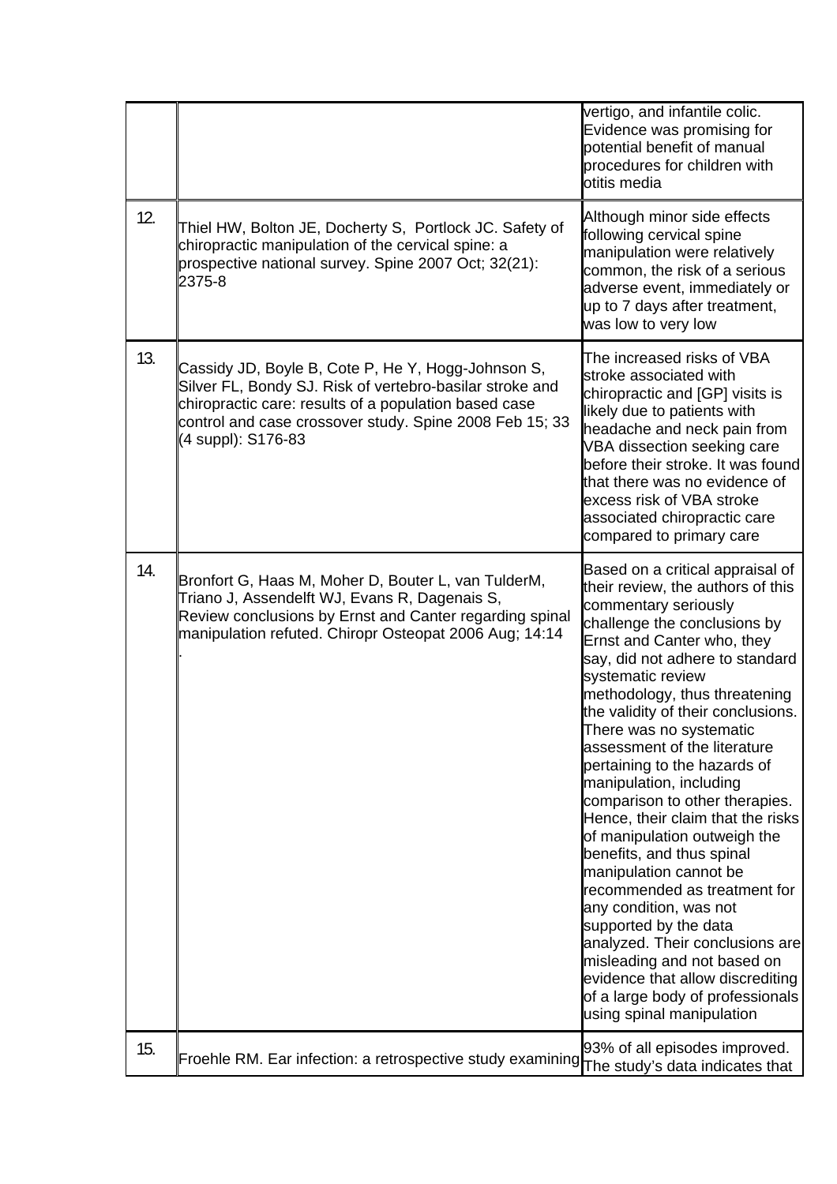| | | |
|---|---|---|
| | | vertigo, and infantile colic. Evidence was promising for potential benefit of manual procedures for children with otitis media |
| 12. | Thiel HW, Bolton JE, Docherty S, Portlock JC. Safety of chiropractic manipulation of the cervical spine: a prospective national survey. Spine 2007 Oct; 32(21): 2375-8 | Although minor side effects following cervical spine manipulation were relatively common, the risk of a serious adverse event, immediately or up to 7 days after treatment, was low to very low |
| 13. | Cassidy JD, Boyle B, Cote P, He Y, Hogg-Johnson S, Silver FL, Bondy SJ. Risk of vertebro-basilar stroke and chiropractic care: results of a population based case control and case crossover study. Spine 2008 Feb 15; 33 (4 suppl): S176-83 | The increased risks of VBA stroke associated with chiropractic and [GP] visits is likely due to patients with headache and neck pain from VBA dissection seeking care before their stroke. It was found that there was no evidence of excess risk of VBA stroke associated chiropractic care compared to primary care |
| 14. | Bronfort G, Haas M, Moher D, Bouter L, van TulderM, Triano J, Assendelft WJ, Evans R, Dagenais S, Review conclusions by Ernst and Canter regarding spinal manipulation refuted. Chiropr Osteopat 2006 Aug; 14:14 . | Based on a critical appraisal of their review, the authors of this commentary seriously challenge the conclusions by Ernst and Canter who, they say, did not adhere to standard systematic review methodology, thus threatening the validity of their conclusions. There was no systematic assessment of the literature pertaining to the hazards of manipulation, including comparison to other therapies. Hence, their claim that the risks of manipulation outweigh the benefits, and thus spinal manipulation cannot be recommended as treatment for any condition, was not supported by the data analyzed. Their conclusions are misleading and not based on evidence that allow discrediting of a large body of professionals using spinal manipulation |
| 15. | Froehle RM. Ear infection: a retrospective study examining | 93% of all episodes improved. The study's data indicates that |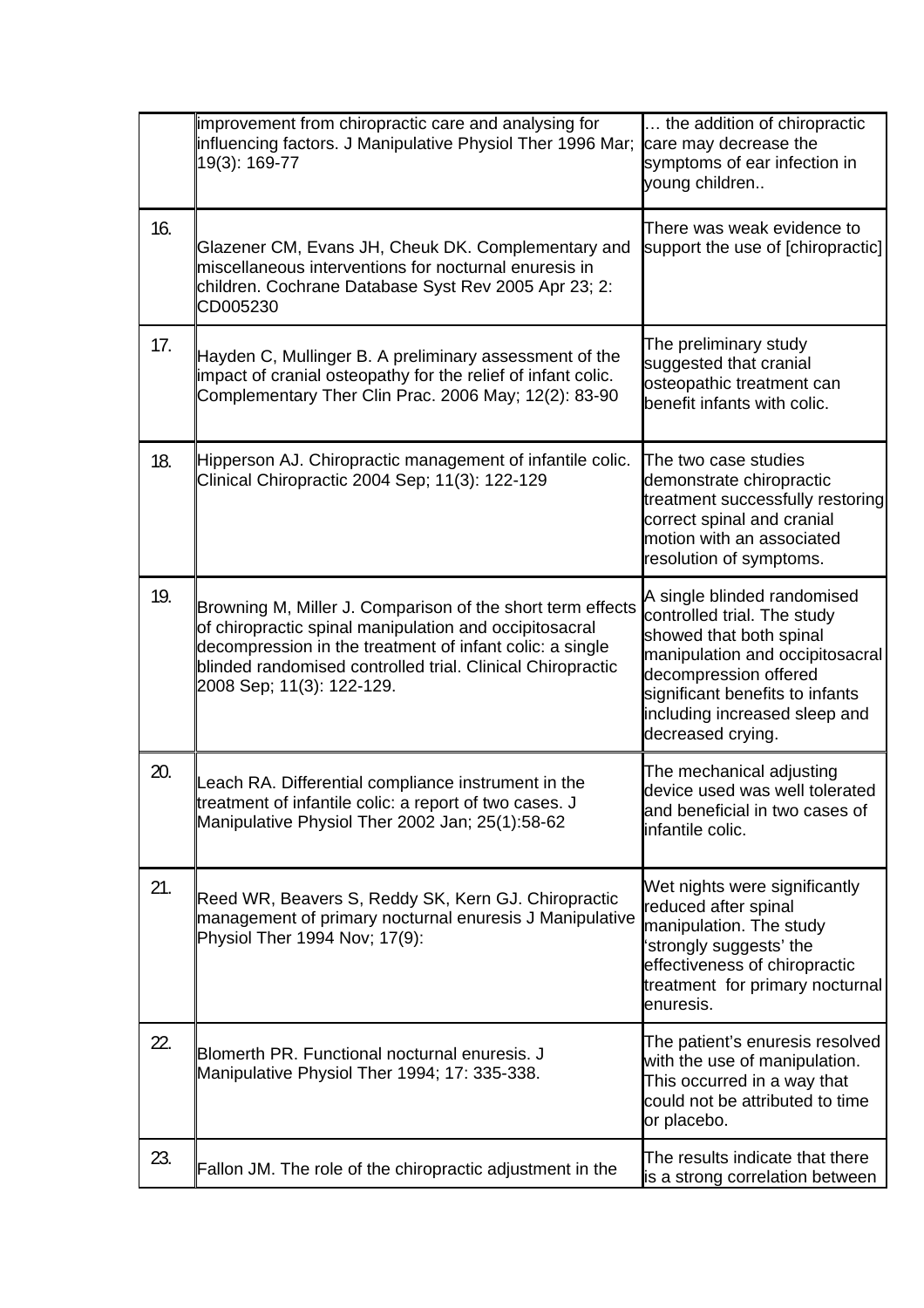| | | |
|---|---|---|
| | improvement from chiropractic care and analysing for influencing factors. J Manipulative Physiol Ther 1996 Mar; 19(3): 169-77 | … the addition of chiropractic care may decrease the symptoms of ear infection in young children.. |
| 16. | Glazener CM, Evans JH, Cheuk DK. Complementary and miscellaneous interventions for nocturnal enuresis in children. Cochrane Database Syst Rev 2005 Apr 23; 2: CD005230 | There was weak evidence to support the use of [chiropractic] |
| 17. | Hayden C, Mullinger B. A preliminary assessment of the impact of cranial osteopathy for the relief of infant colic. Complementary Ther Clin Prac. 2006 May; 12(2): 83-90 | The preliminary study suggested that cranial osteopathic treatment can benefit infants with colic. |
| 18. | Hipperson AJ. Chiropractic management of infantile colic. Clinical Chiropractic 2004 Sep; 11(3): 122-129 | The two case studies demonstrate chiropractic treatment successfully restoring correct spinal and cranial motion with an associated resolution of symptoms. |
| 19. | Browning M, Miller J. Comparison of the short term effects of chiropractic spinal manipulation and occipitosacral decompression in the treatment of infant colic: a single blinded randomised controlled trial. Clinical Chiropractic 2008 Sep; 11(3): 122-129. | A single blinded randomised controlled trial. The study showed that both spinal manipulation and occipitosacral decompression offered significant benefits to infants including increased sleep and decreased crying. |
| 20. | Leach RA. Differential compliance instrument in the treatment of infantile colic: a report of two cases. J Manipulative Physiol Ther 2002 Jan; 25(1):58-62 | The mechanical adjusting device used was well tolerated and beneficial in two cases of infantile colic. |
| 21. | Reed WR, Beavers S, Reddy SK, Kern GJ. Chiropractic management of primary nocturnal enuresis J Manipulative Physiol Ther 1994 Nov; 17(9): | Wet nights were significantly reduced after spinal manipulation. The study 'strongly suggests' the effectiveness of chiropractic treatment for primary nocturnal enuresis. |
| 22. | Blomerth PR. Functional nocturnal enuresis. J Manipulative Physiol Ther 1994; 17: 335-338. | The patient's enuresis resolved with the use of manipulation. This occurred in a way that could not be attributed to time or placebo. |
| 23. | Fallon JM. The role of the chiropractic adjustment in the | The results indicate that there is a strong correlation between |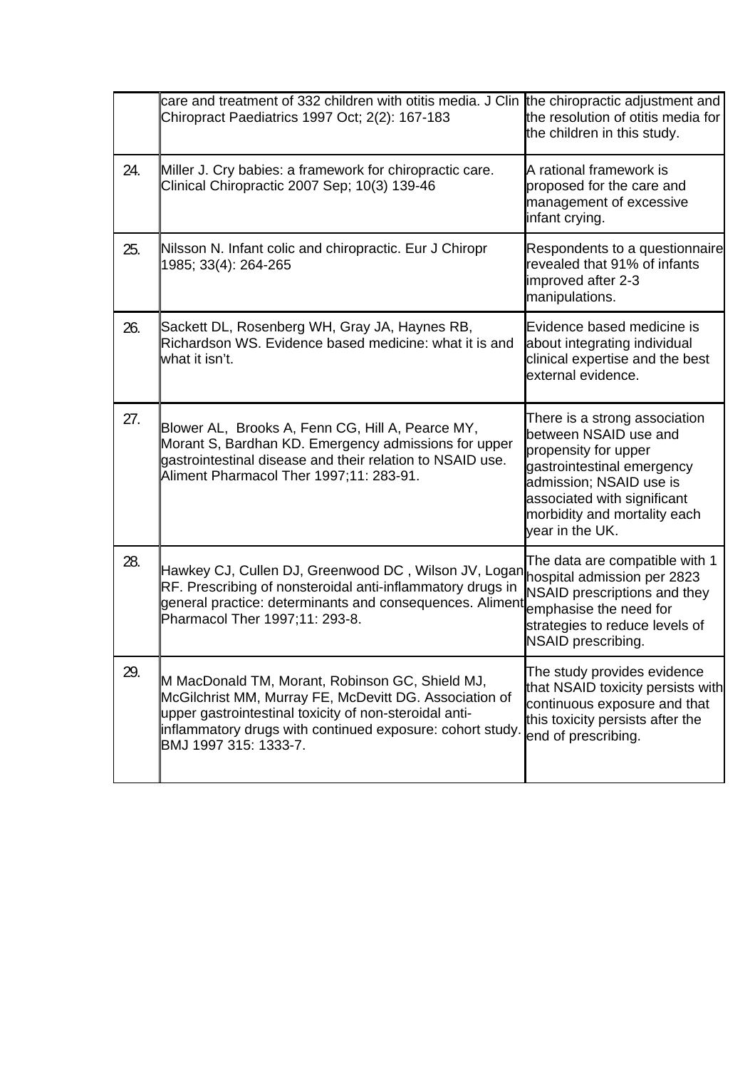| | | |
|---|---|---|
| | care and treatment of 332 children with otitis media. J Clin Chiropract Paediatrics 1997 Oct; 2(2): 167-183 | the chiropractic adjustment and the resolution of otitis media for the children in this study. |
| 24. | Miller J. Cry babies: a framework for chiropractic care. Clinical Chiropractic 2007 Sep; 10(3) 139-46 | A rational framework is proposed for the care and management of excessive infant crying. |
| 25. | Nilsson N. Infant colic and chiropractic. Eur J Chiropr 1985; 33(4): 264-265 | Respondents to a questionnaire revealed that 91% of infants improved after 2-3 manipulations. |
| 26. | Sackett DL, Rosenberg WH, Gray JA, Haynes RB, Richardson WS. Evidence based medicine: what it is and what it isn't. | Evidence based medicine is about integrating individual clinical expertise and the best external evidence. |
| 27. | Blower AL, Brooks A, Fenn CG, Hill A, Pearce MY, Morant S, Bardhan KD. Emergency admissions for upper gastrointestinal disease and their relation to NSAID use. Aliment Pharmacol Ther 1997;11: 283-91. | There is a strong association between NSAID use and propensity for upper gastrointestinal emergency admission; NSAID use is associated with significant morbidity and mortality each year in the UK. |
| 28. | Hawkey CJ, Cullen DJ, Greenwood DC , Wilson JV, Logan RF. Prescribing of nonsteroidal anti-inflammatory drugs in general practice: determinants and consequences. Aliment Pharmacol Ther 1997;11: 293-8. | The data are compatible with 1 hospital admission per 2823 NSAID prescriptions and they emphasise the need for strategies to reduce levels of NSAID prescribing. |
| 29. | M MacDonald TM, Morant, Robinson GC, Shield MJ, McGilchrist MM, Murray FE, McDevitt DG. Association of upper gastrointestinal toxicity of non-steroidal anti-inflammatory drugs with continued exposure: cohort study. BMJ 1997 315: 1333-7. | The study provides evidence that NSAID toxicity persists with continuous exposure and that this toxicity persists after the end of prescribing. |